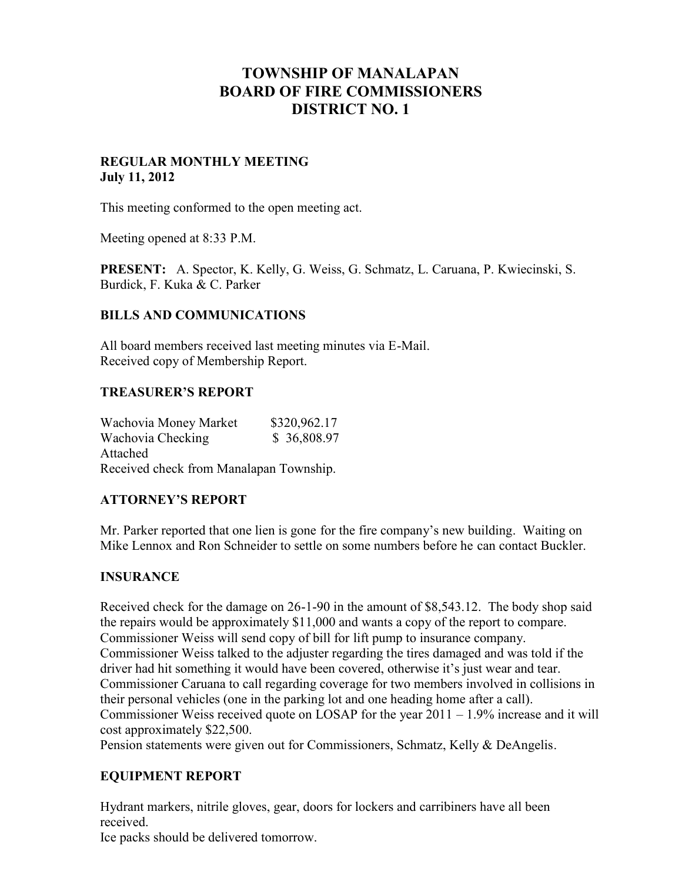# TOWNSHIP OF MANALAPAN
# BOARD OF FIRE COMMISSIONERS
# DISTRICT NO. 1

**REGULAR MONTHLY MEETING**
**July 11, 2012**

This meeting conformed to the open meeting act.

Meeting opened at 8:33 P.M.

**PRESENT:** A. Spector, K. Kelly, G. Weiss, G. Schmatz, L. Caruana, P. Kwiecinski, S. Burdick, F. Kuka & C. Parker

## BILLS AND COMMUNICATIONS

All board members received last meeting minutes via E-Mail.
Received copy of Membership Report.

## TREASURER'S REPORT

Wachovia Money Market $320,962.17
Wachovia Checking $ 36,808.97
Attached
Received check from Manalapan Township.

## ATTORNEY'S REPORT

Mr. Parker reported that one lien is gone for the fire company's new building. Waiting on Mike Lennox and Ron Schneider to settle on some numbers before he can contact Buckler.

## INSURANCE

Received check for the damage on 26-1-90 in the amount of $8,543.12. The body shop said the repairs would be approximately $11,000 and wants a copy of the report to compare.
Commissioner Weiss will send copy of bill for lift pump to insurance company.
Commissioner Weiss talked to the adjuster regarding the tires damaged and was told if the driver had hit something it would have been covered, otherwise it's just wear and tear.
Commissioner Caruana to call regarding coverage for two members involved in collisions in their personal vehicles (one in the parking lot and one heading home after a call).
Commissioner Weiss received quote on LOSAP for the year 2011 – 1.9% increase and it will cost approximately $22,500.
Pension statements were given out for Commissioners, Schmatz, Kelly & DeAngelis.

## EQUIPMENT REPORT

Hydrant markers, nitrile gloves, gear, doors for lockers and carribiners have all been received.
Ice packs should be delivered tomorrow.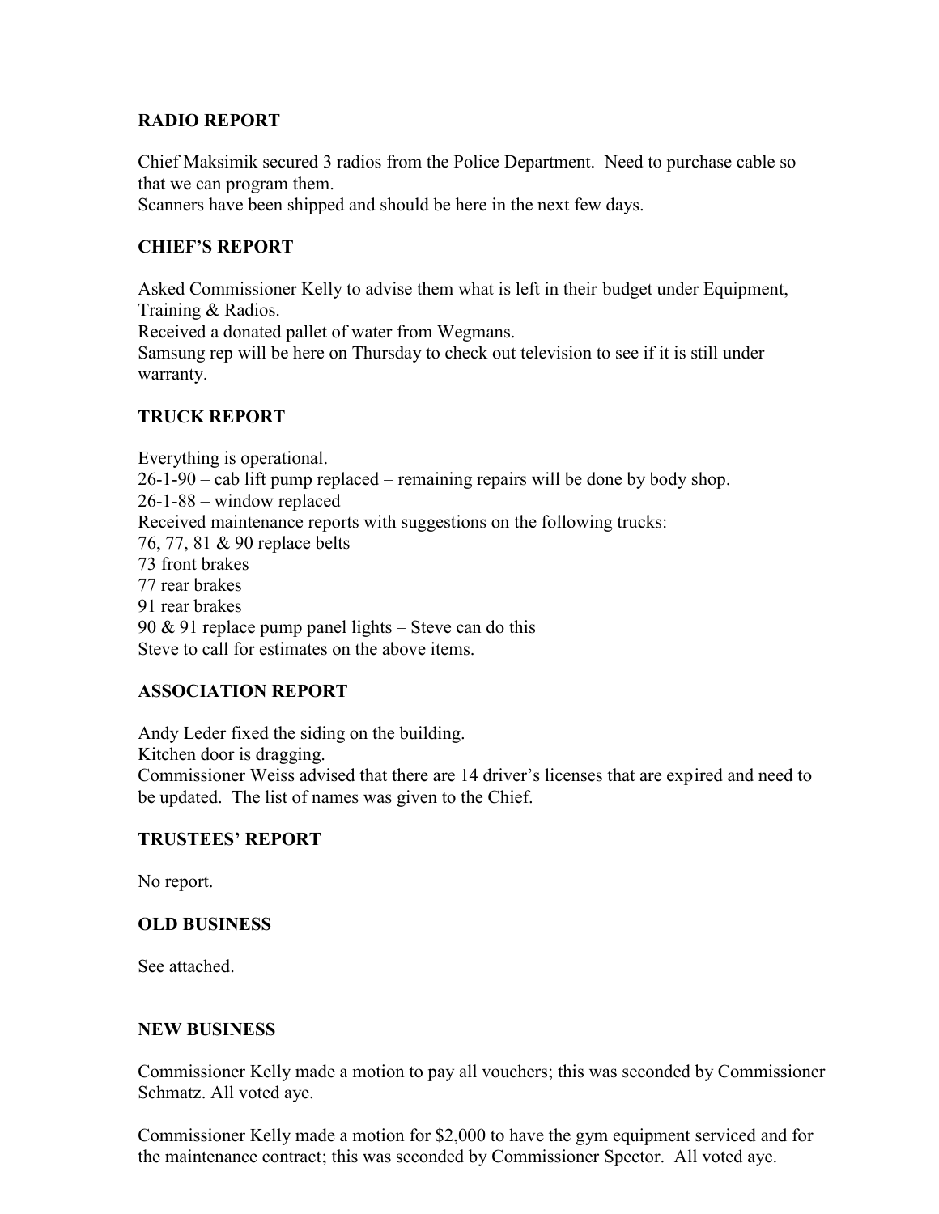## RADIO REPORT

Chief Maksimik secured 3 radios from the Police Department. Need to purchase cable so that we can program them.
Scanners have been shipped and should be here in the next few days.

## CHIEF'S REPORT

Asked Commissioner Kelly to advise them what is left in their budget under Equipment, Training & Radios.
Received a donated pallet of water from Wegmans.
Samsung rep will be here on Thursday to check out television to see if it is still under warranty.

## TRUCK REPORT

Everything is operational.
26-1-90 – cab lift pump replaced – remaining repairs will be done by body shop.
26-1-88 – window replaced
Received maintenance reports with suggestions on the following trucks:
76, 77, 81 & 90 replace belts
73 front brakes
77 rear brakes
91 rear brakes
90 & 91 replace pump panel lights – Steve can do this
Steve to call for estimates on the above items.

## ASSOCIATION REPORT

Andy Leder fixed the siding on the building.
Kitchen door is dragging.
Commissioner Weiss advised that there are 14 driver's licenses that are expired and need to be updated. The list of names was given to the Chief.

## TRUSTEES' REPORT

No report.

## OLD BUSINESS

See attached.

## NEW BUSINESS

Commissioner Kelly made a motion to pay all vouchers; this was seconded by Commissioner Schmatz. All voted aye.

Commissioner Kelly made a motion for $2,000 to have the gym equipment serviced and for the maintenance contract; this was seconded by Commissioner Spector. All voted aye.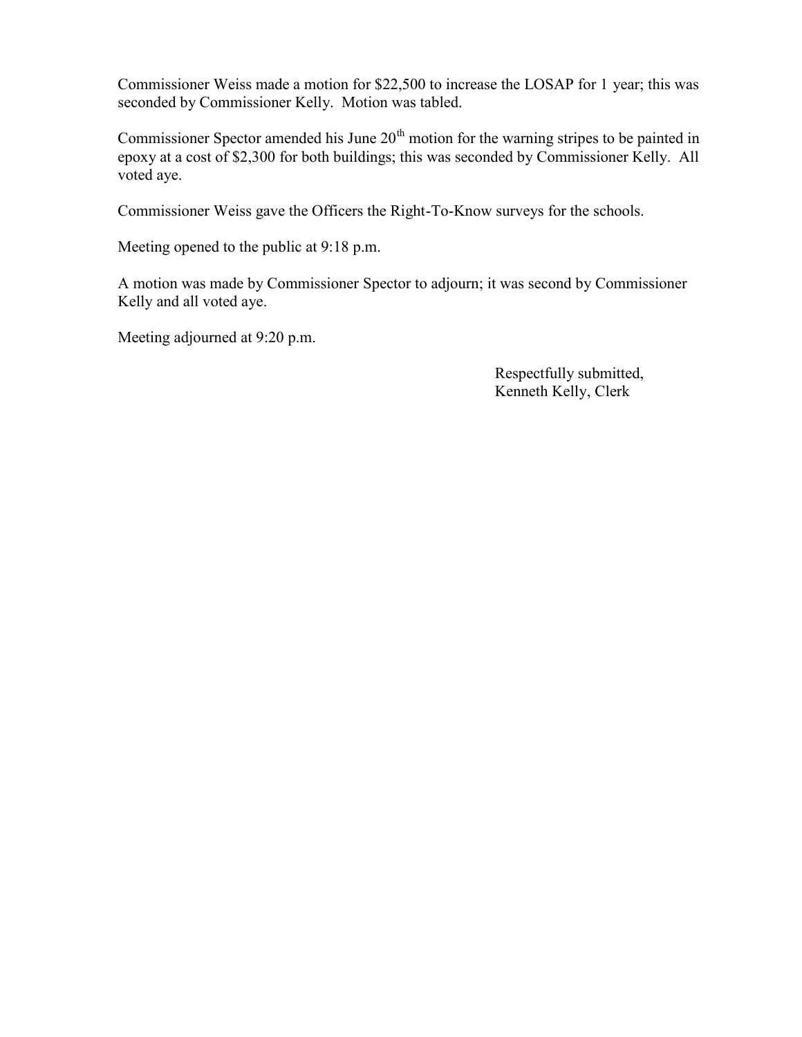Commissioner Weiss made a motion for $22,500 to increase the LOSAP for 1 year; this was seconded by Commissioner Kelly. Motion was tabled.

Commissioner Spector amended his June 20th motion for the warning stripes to be painted in epoxy at a cost of $2,300 for both buildings; this was seconded by Commissioner Kelly. All voted aye.

Commissioner Weiss gave the Officers the Right-To-Know surveys for the schools.

Meeting opened to the public at 9:18 p.m.

A motion was made by Commissioner Spector to adjourn; it was second by Commissioner Kelly and all voted aye.

Meeting adjourned at 9:20 p.m.

Respectfully submitted,
Kenneth Kelly, Clerk